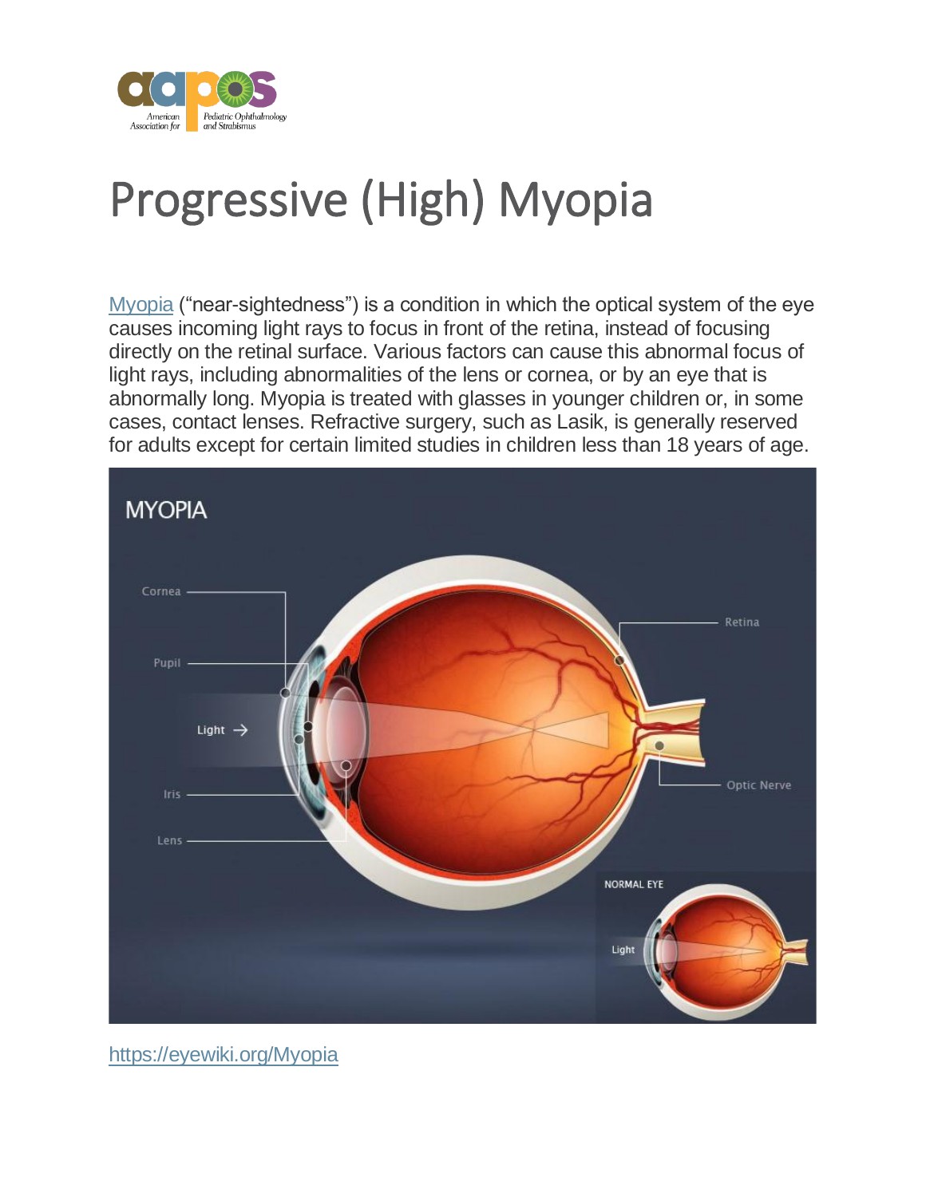# Progressive (High) Myopia

[Myopia](https://eyewiki.org/Myopia) ("near-sightedness") is a condition in which the optical system of the eye causes incoming light rays to focus in front of the retina, instead of focusing directly on the retinal surface. Various factors can cause this abnormal focus of light rays, including abnormalities of the lens or cornea, or by an eye that is abnormally long. Myopia is treated with glasses in younger children or, in some cases, contact lenses. Refractive surgery, such as Lasik, is generally reserved for adults except for certain limited studies in children less than 18 years of age.

https://eyewiki.org/Myopia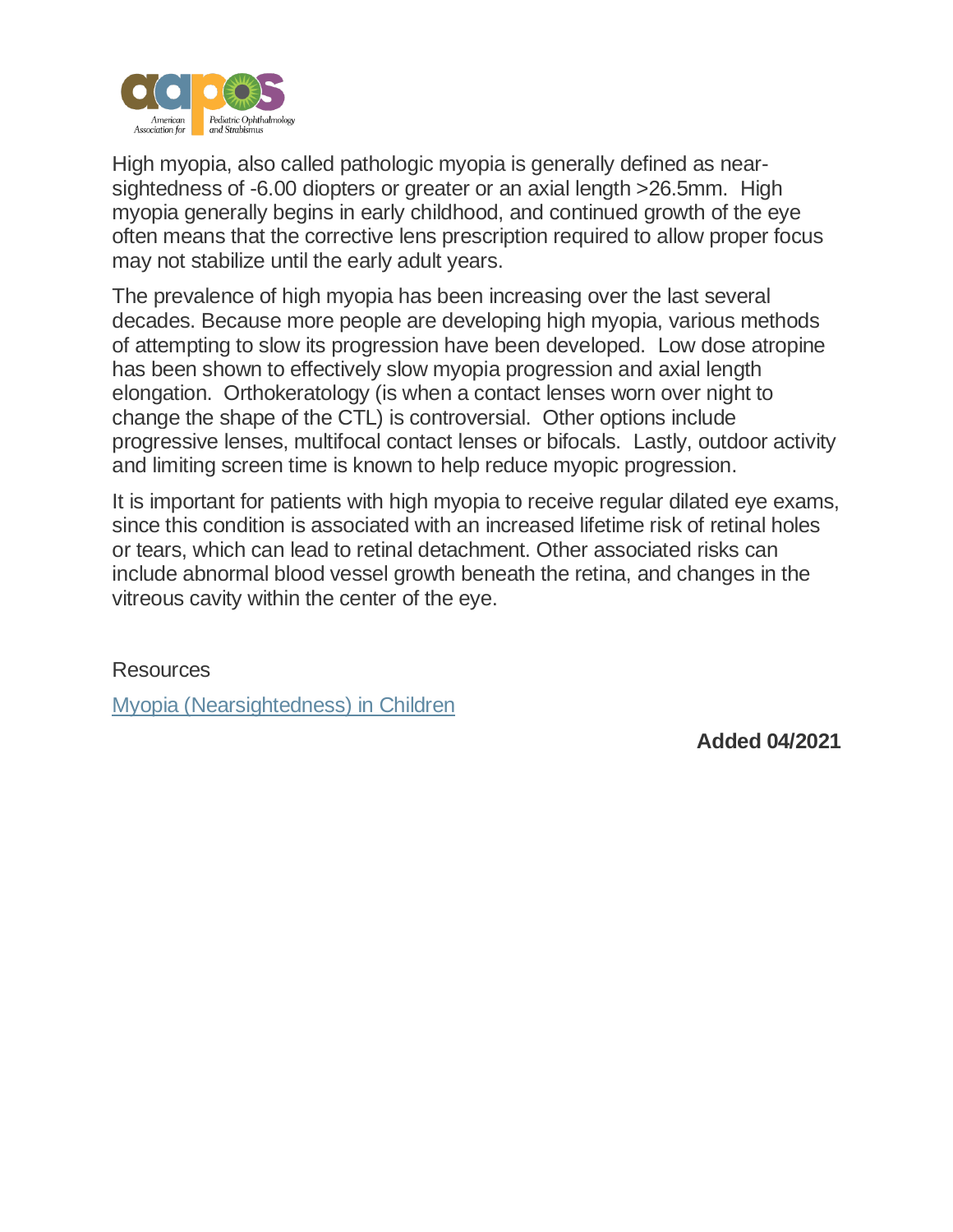High myopia, also called pathologic myopia is generally defined as near-sightedness of -6.00 diopters or greater or an axial length >26.5mm. High myopia generally begins in early childhood, and continued growth of the eye often means that the corrective lens prescription required to allow proper focus may not stabilize until the early adult years.

The prevalence of high myopia has been increasing over the last several decades. Because more people are developing high myopia, various methods of attempting to slow its progression have been developed. Low dose atropine has been shown to effectively slow myopia progression and axial length elongation. Orthokeratology (is when a contact lenses worn over night to change the shape of the CTL) is controversial. Other options include progressive lenses, multifocal contact lenses or bifocals. Lastly, outdoor activity and limiting screen time is known to help reduce myopic progression.

It is important for patients with high myopia to receive regular dilated eye exams, since this condition is associated with an increased lifetime risk of retinal holes or tears, which can lead to retinal detachment. Other associated risks can include abnormal blood vessel growth beneath the retina, and changes in the vitreous cavity within the center of the eye.

Resources

Myopia (Nearsightedness) in Children

**Added 04/2021**